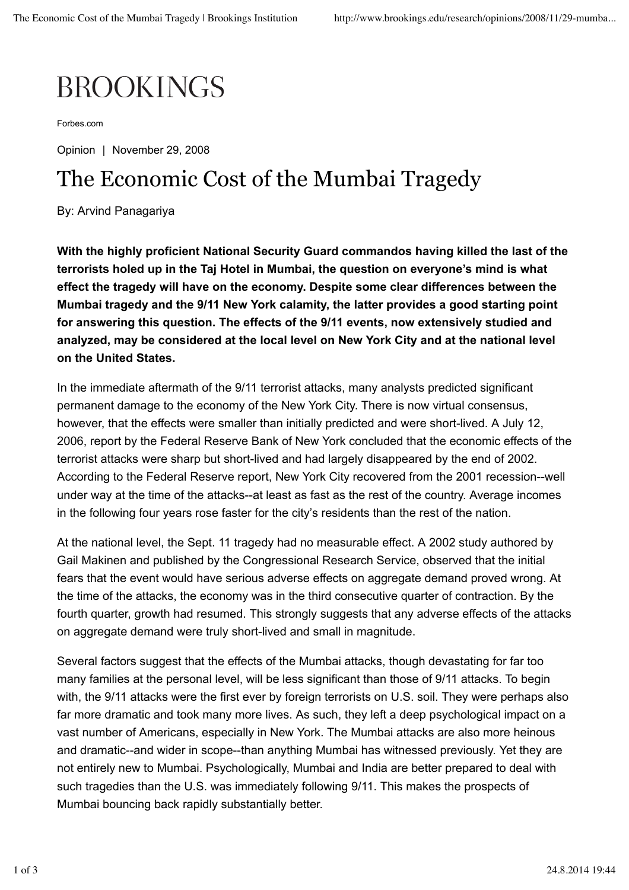BROOKINGS

Forbes.com

Opinion | November 29, 2008

# The Economic Cost of the Mumbai Tragedy

By: Arvind Panagariya

**With the highly proficient National Security Guard commandos having killed the last of the terrorists holed up in the Taj Hotel in Mumbai, the question on everyone's mind is what effect the tragedy will have on the economy. Despite some clear differences between the Mumbai tragedy and the 9/11 New York calamity, the latter provides a good starting point for answering this question. The effects of the 9/11 events, now extensively studied and analyzed, may be considered at the local level on New York City and at the national level on the United States.**

In the immediate aftermath of the 9/11 terrorist attacks, many analysts predicted significant permanent damage to the economy of the New York City. There is now virtual consensus, however, that the effects were smaller than initially predicted and were short-lived. A July 12, 2006, report by the Federal Reserve Bank of New York concluded that the economic effects of the terrorist attacks were sharp but short-lived and had largely disappeared by the end of 2002. According to the Federal Reserve report, New York City recovered from the 2001 recession--well under way at the time of the attacks--at least as fast as the rest of the country. Average incomes in the following four years rose faster for the city's residents than the rest of the nation.

At the national level, the Sept. 11 tragedy had no measurable effect. A 2002 study authored by Gail Makinen and published by the Congressional Research Service, observed that the initial fears that the event would have serious adverse effects on aggregate demand proved wrong. At the time of the attacks, the economy was in the third consecutive quarter of contraction. By the fourth quarter, growth had resumed. This strongly suggests that any adverse effects of the attacks on aggregate demand were truly short-lived and small in magnitude.

Several factors suggest that the effects of the Mumbai attacks, though devastating for far too many families at the personal level, will be less significant than those of 9/11 attacks. To begin with, the 9/11 attacks were the first ever by foreign terrorists on U.S. soil. They were perhaps also far more dramatic and took many more lives. As such, they left a deep psychological impact on a vast number of Americans, especially in New York. The Mumbai attacks are also more heinous and dramatic--and wider in scope--than anything Mumbai has witnessed previously. Yet they are not entirely new to Mumbai. Psychologically, Mumbai and India are better prepared to deal with such tragedies than the U.S. was immediately following 9/11. This makes the prospects of Mumbai bouncing back rapidly substantially better.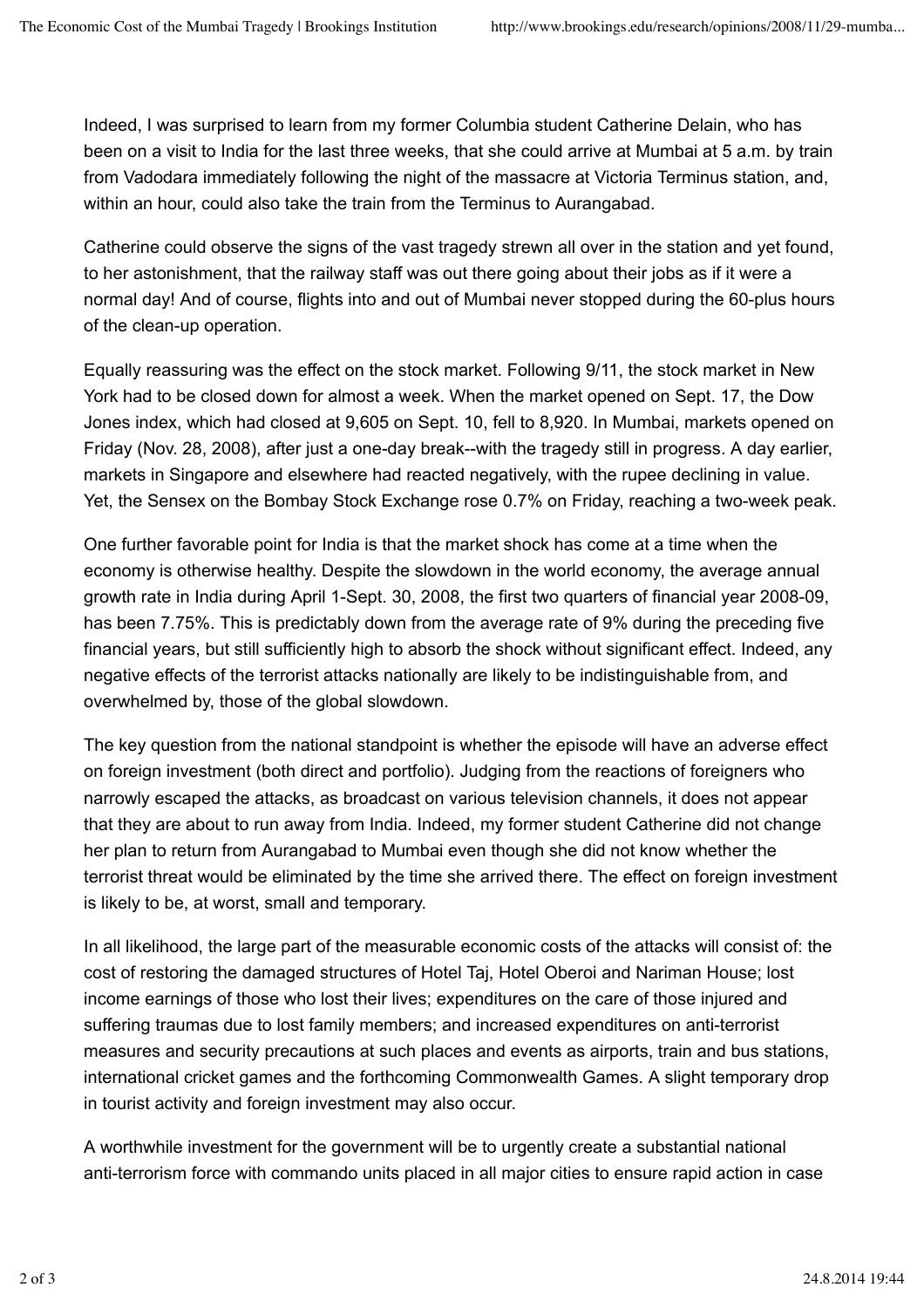Indeed, I was surprised to learn from my former Columbia student Catherine Delain, who has been on a visit to India for the last three weeks, that she could arrive at Mumbai at 5 a.m. by train from Vadodara immediately following the night of the massacre at Victoria Terminus station, and, within an hour, could also take the train from the Terminus to Aurangabad.

Catherine could observe the signs of the vast tragedy strewn all over in the station and yet found, to her astonishment, that the railway staff was out there going about their jobs as if it were a normal day! And of course, flights into and out of Mumbai never stopped during the 60-plus hours of the clean-up operation.

Equally reassuring was the effect on the stock market. Following 9/11, the stock market in New York had to be closed down for almost a week. When the market opened on Sept. 17, the Dow Jones index, which had closed at 9,605 on Sept. 10, fell to 8,920. In Mumbai, markets opened on Friday (Nov. 28, 2008), after just a one-day break--with the tragedy still in progress. A day earlier, markets in Singapore and elsewhere had reacted negatively, with the rupee declining in value. Yet, the Sensex on the Bombay Stock Exchange rose 0.7% on Friday, reaching a two-week peak.

One further favorable point for India is that the market shock has come at a time when the economy is otherwise healthy. Despite the slowdown in the world economy, the average annual growth rate in India during April 1-Sept. 30, 2008, the first two quarters of financial year 2008-09, has been 7.75%. This is predictably down from the average rate of 9% during the preceding five financial years, but still sufficiently high to absorb the shock without significant effect. Indeed, any negative effects of the terrorist attacks nationally are likely to be indistinguishable from, and overwhelmed by, those of the global slowdown.

The key question from the national standpoint is whether the episode will have an adverse effect on foreign investment (both direct and portfolio). Judging from the reactions of foreigners who narrowly escaped the attacks, as broadcast on various television channels, it does not appear that they are about to run away from India. Indeed, my former student Catherine did not change her plan to return from Aurangabad to Mumbai even though she did not know whether the terrorist threat would be eliminated by the time she arrived there. The effect on foreign investment is likely to be, at worst, small and temporary.

In all likelihood, the large part of the measurable economic costs of the attacks will consist of: the cost of restoring the damaged structures of Hotel Taj, Hotel Oberoi and Nariman House; lost income earnings of those who lost their lives; expenditures on the care of those injured and suffering traumas due to lost family members; and increased expenditures on anti-terrorist measures and security precautions at such places and events as airports, train and bus stations, international cricket games and the forthcoming Commonwealth Games. A slight temporary drop in tourist activity and foreign investment may also occur.

A worthwhile investment for the government will be to urgently create a substantial national anti-terrorism force with commando units placed in all major cities to ensure rapid action in case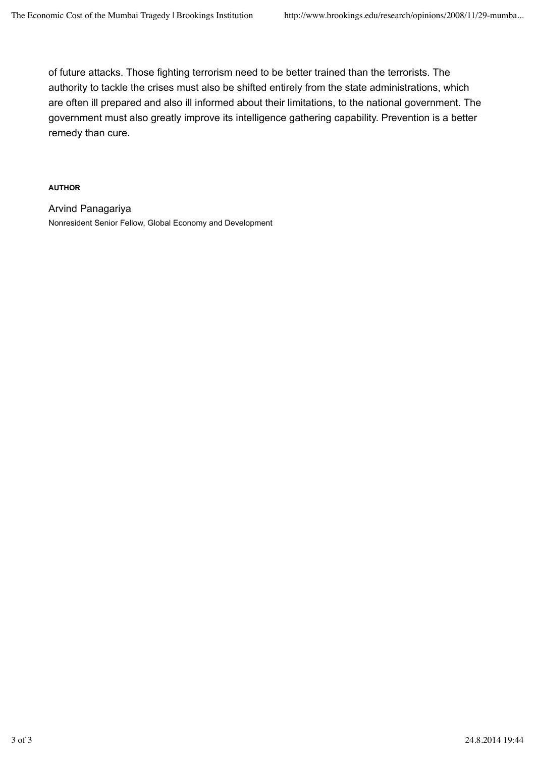of future attacks. Those fighting terrorism need to be better trained than the terrorists. The authority to tackle the crises must also be shifted entirely from the state administrations, which are often ill prepared and also ill informed about their limitations, to the national government. The government must also greatly improve its intelligence gathering capability. Prevention is a better remedy than cure.

**AUTHOR**

Arvind Panagariya

Nonresident Senior Fellow, Global Economy and Development